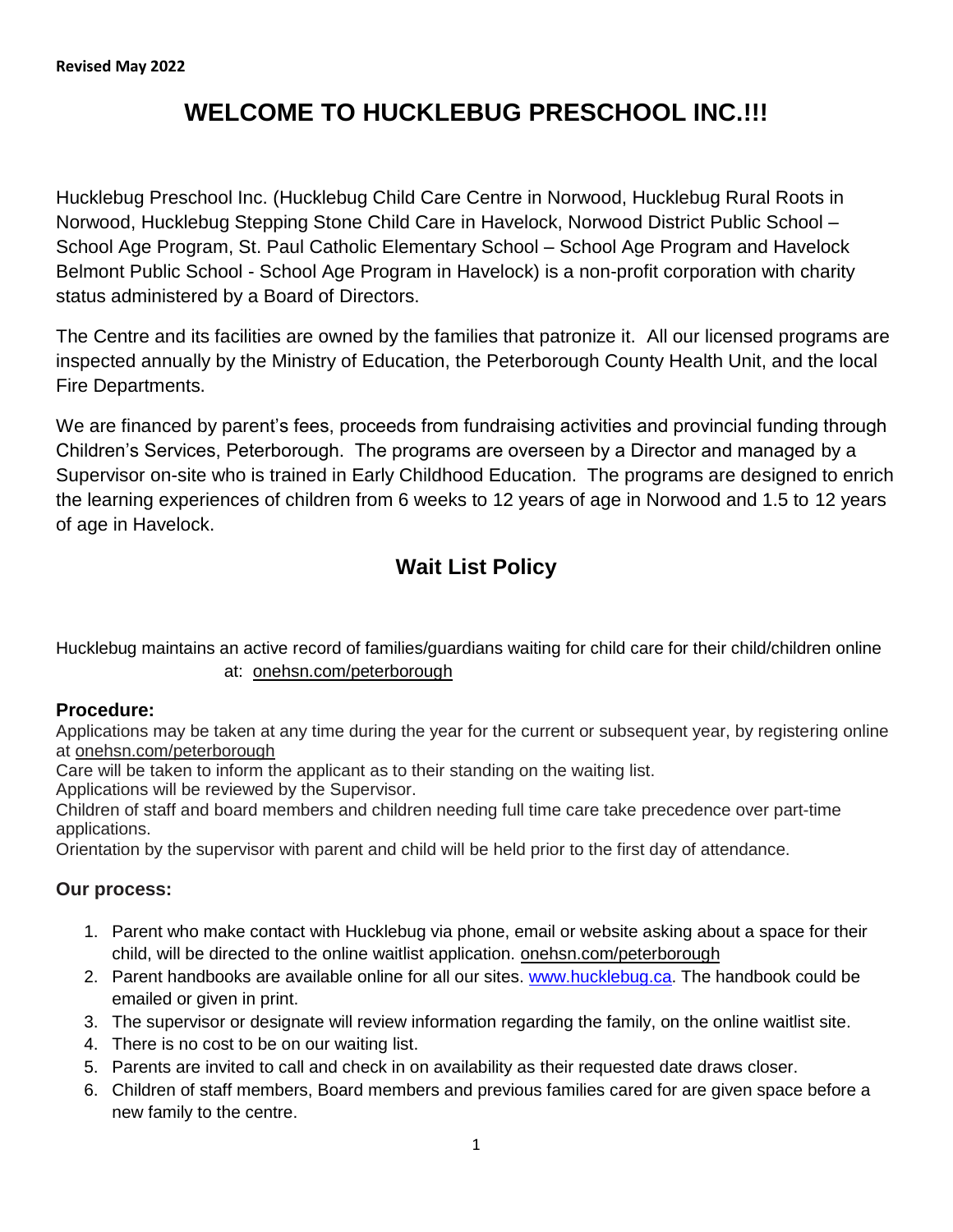**Revised May 2022**

# WELCOME TO HUCKLEBUG PRESCHOOL INC.!!!

Hucklebug Preschool Inc. (Hucklebug Child Care Centre in Norwood, Hucklebug Rural Roots in Norwood, Hucklebug Stepping Stone Child Care in Havelock, Norwood District Public School – School Age Program, St. Paul Catholic Elementary School – School Age Program and Havelock Belmont Public School - School Age Program in Havelock) is a non-profit corporation with charity status administered by a Board of Directors.

The Centre and its facilities are owned by the families that patronize it. All our licensed programs are inspected annually by the Ministry of Education, the Peterborough County Health Unit, and the local Fire Departments.

We are financed by parent's fees, proceeds from fundraising activities and provincial funding through Children's Services, Peterborough. The programs are overseen by a Director and managed by a Supervisor on-site who is trained in Early Childhood Education. The programs are designed to enrich the learning experiences of children from 6 weeks to 12 years of age in Norwood and 1.5 to 12 years of age in Havelock.

## Wait List Policy

Hucklebug maintains an active record of families/guardians waiting for child care for their child/children online at: onehsn.com/peterborough

### Procedure:

Applications may be taken at any time during the year for the current or subsequent year, by registering online at onehsn.com/peterborough

Care will be taken to inform the applicant as to their standing on the waiting list.

Applications will be reviewed by the Supervisor.

Children of staff and board members and children needing full time care take precedence over part-time applications.

Orientation by the supervisor with parent and child will be held prior to the first day of attendance.

### Our process:

1. Parent who make contact with Hucklebug via phone, email or website asking about a space for their child, will be directed to the online waitlist application. onehsn.com/peterborough
2. Parent handbooks are available online for all our sites. www.hucklebug.ca. The handbook could be emailed or given in print.
3. The supervisor or designate will review information regarding the family, on the online waitlist site.
4. There is no cost to be on our waiting list.
5. Parents are invited to call and check in on availability as their requested date draws closer.
6. Children of staff members, Board members and previous families cared for are given space before a new family to the centre.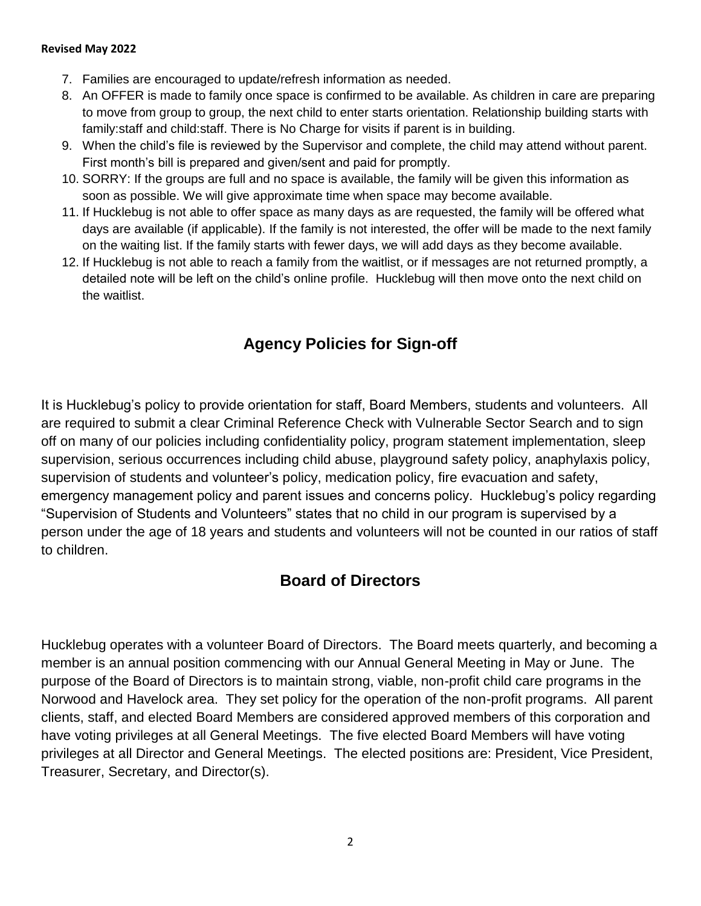7. Families are encouraged to update/refresh information as needed.
8. An OFFER is made to family once space is confirmed to be available. As children in care are preparing to move from group to group, the next child to enter starts orientation. Relationship building starts with family:staff and child:staff. There is No Charge for visits if parent is in building.
9. When the child's file is reviewed by the Supervisor and complete, the child may attend without parent. First month's bill is prepared and given/sent and paid for promptly.
10. SORRY: If the groups are full and no space is available, the family will be given this information as soon as possible. We will give approximate time when space may become available.
11. If Hucklebug is not able to offer space as many days as are requested, the family will be offered what days are available (if applicable). If the family is not interested, the offer will be made to the next family on the waiting list. If the family starts with fewer days, we will add days as they become available.
12. If Hucklebug is not able to reach a family from the waitlist, or if messages are not returned promptly, a detailed note will be left on the child's online profile. Hucklebug will then move onto the next child on the waitlist.

## Agency Policies for Sign-off

It is Hucklebug's policy to provide orientation for staff, Board Members, students and volunteers. All are required to submit a clear Criminal Reference Check with Vulnerable Sector Search and to sign off on many of our policies including confidentiality policy, program statement implementation, sleep supervision, serious occurrences including child abuse, playground safety policy, anaphylaxis policy, supervision of students and volunteer's policy, medication policy, fire evacuation and safety, emergency management policy and parent issues and concerns policy. Hucklebug's policy regarding "Supervision of Students and Volunteers" states that no child in our program is supervised by a person under the age of 18 years and students and volunteers will not be counted in our ratios of staff to children.

## Board of Directors

Hucklebug operates with a volunteer Board of Directors. The Board meets quarterly, and becoming a member is an annual position commencing with our Annual General Meeting in May or June. The purpose of the Board of Directors is to maintain strong, viable, non-profit child care programs in the Norwood and Havelock area. They set policy for the operation of the non-profit programs. All parent clients, staff, and elected Board Members are considered approved members of this corporation and have voting privileges at all General Meetings. The five elected Board Members will have voting privileges at all Director and General Meetings. The elected positions are: President, Vice President, Treasurer, Secretary, and Director(s).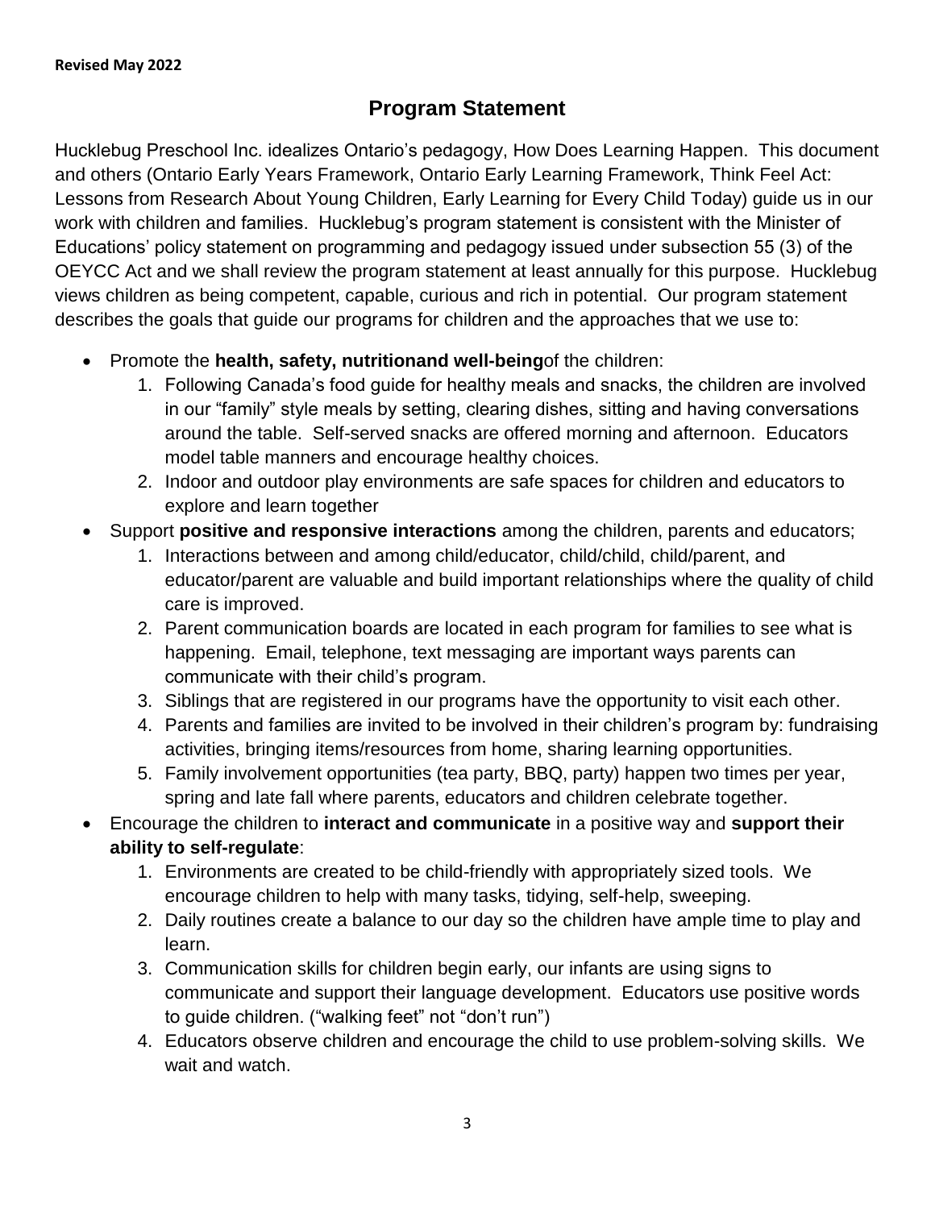**Revised May 2022**

## Program Statement

Hucklebug Preschool Inc. idealizes Ontario's pedagogy, How Does Learning Happen. This document and others (Ontario Early Years Framework, Ontario Early Learning Framework, Think Feel Act: Lessons from Research About Young Children, Early Learning for Every Child Today) guide us in our work with children and families. Hucklebug's program statement is consistent with the Minister of Educations' policy statement on programming and pedagogy issued under subsection 55 (3) of the OEYCC Act and we shall review the program statement at least annually for this purpose. Hucklebug views children as being competent, capable, curious and rich in potential. Our program statement describes the goals that guide our programs for children and the approaches that we use to:

- Promote the **health, safety, nutritionand well-being**of the children:
  1. Following Canada's food guide for healthy meals and snacks, the children are involved in our "family" style meals by setting, clearing dishes, sitting and having conversations around the table. Self-served snacks are offered morning and afternoon. Educators model table manners and encourage healthy choices.
  2. Indoor and outdoor play environments are safe spaces for children and educators to explore and learn together
- Support **positive and responsive interactions** among the children, parents and educators;
  1. Interactions between and among child/educator, child/child, child/parent, and educator/parent are valuable and build important relationships where the quality of child care is improved.
  2. Parent communication boards are located in each program for families to see what is happening. Email, telephone, text messaging are important ways parents can communicate with their child's program.
  3. Siblings that are registered in our programs have the opportunity to visit each other.
  4. Parents and families are invited to be involved in their children's program by: fundraising activities, bringing items/resources from home, sharing learning opportunities.
  5. Family involvement opportunities (tea party, BBQ, party) happen two times per year, spring and late fall where parents, educators and children celebrate together.
- Encourage the children to **interact and communicate** in a positive way and **support their ability to self-regulate**:
  1. Environments are created to be child-friendly with appropriately sized tools. We encourage children to help with many tasks, tidying, self-help, sweeping.
  2. Daily routines create a balance to our day so the children have ample time to play and learn.
  3. Communication skills for children begin early, our infants are using signs to communicate and support their language development. Educators use positive words to guide children. ("walking feet" not "don't run")
  4. Educators observe children and encourage the child to use problem-solving skills. We wait and watch.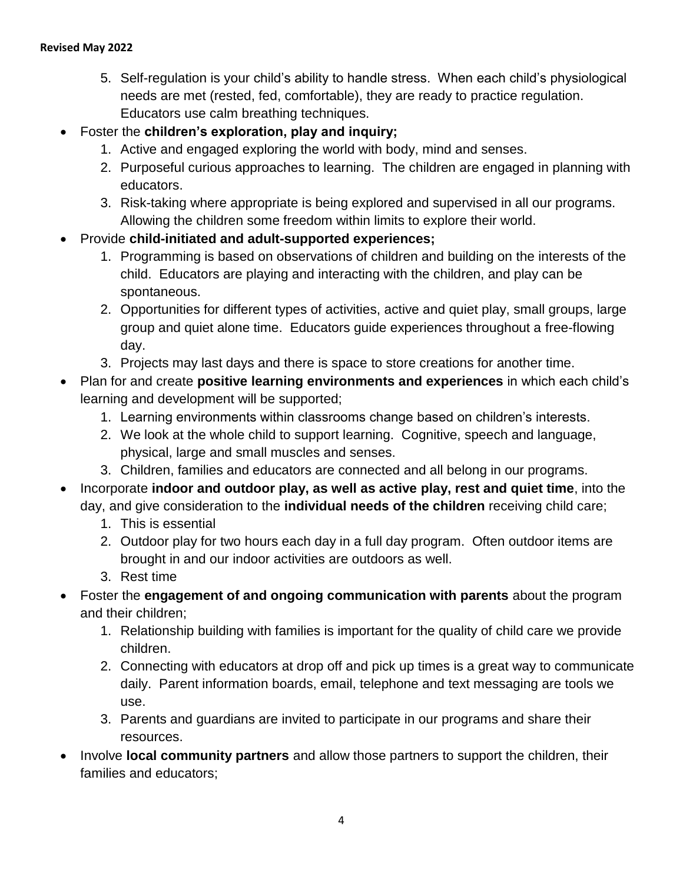5. Self-regulation is your child's ability to handle stress. When each child's physiological needs are met (rested, fed, comfortable), they are ready to practice regulation. Educators use calm breathing techniques.

- Foster the **children's exploration, play and inquiry;**
  1. Active and engaged exploring the world with body, mind and senses.
  2. Purposeful curious approaches to learning. The children are engaged in planning with educators.
  3. Risk-taking where appropriate is being explored and supervised in all our programs. Allowing the children some freedom within limits to explore their world.
- Provide **child-initiated and adult-supported experiences;**
  1. Programming is based on observations of children and building on the interests of the child. Educators are playing and interacting with the children, and play can be spontaneous.
  2. Opportunities for different types of activities, active and quiet play, small groups, large group and quiet alone time. Educators guide experiences throughout a free-flowing day.
  3. Projects may last days and there is space to store creations for another time.
- Plan for and create **positive learning environments and experiences** in which each child's learning and development will be supported;
  1. Learning environments within classrooms change based on children's interests.
  2. We look at the whole child to support learning. Cognitive, speech and language, physical, large and small muscles and senses.
  3. Children, families and educators are connected and all belong in our programs.
- Incorporate **indoor and outdoor play, as well as active play, rest and quiet time**, into the day, and give consideration to the **individual needs of the children** receiving child care;
  1. This is essential
  2. Outdoor play for two hours each day in a full day program. Often outdoor items are brought in and our indoor activities are outdoors as well.
  3. Rest time
- Foster the **engagement of and ongoing communication with parents** about the program and their children;
  1. Relationship building with families is important for the quality of child care we provide children.
  2. Connecting with educators at drop off and pick up times is a great way to communicate daily. Parent information boards, email, telephone and text messaging are tools we use.
  3. Parents and guardians are invited to participate in our programs and share their resources.
- Involve **local community partners** and allow those partners to support the children, their families and educators;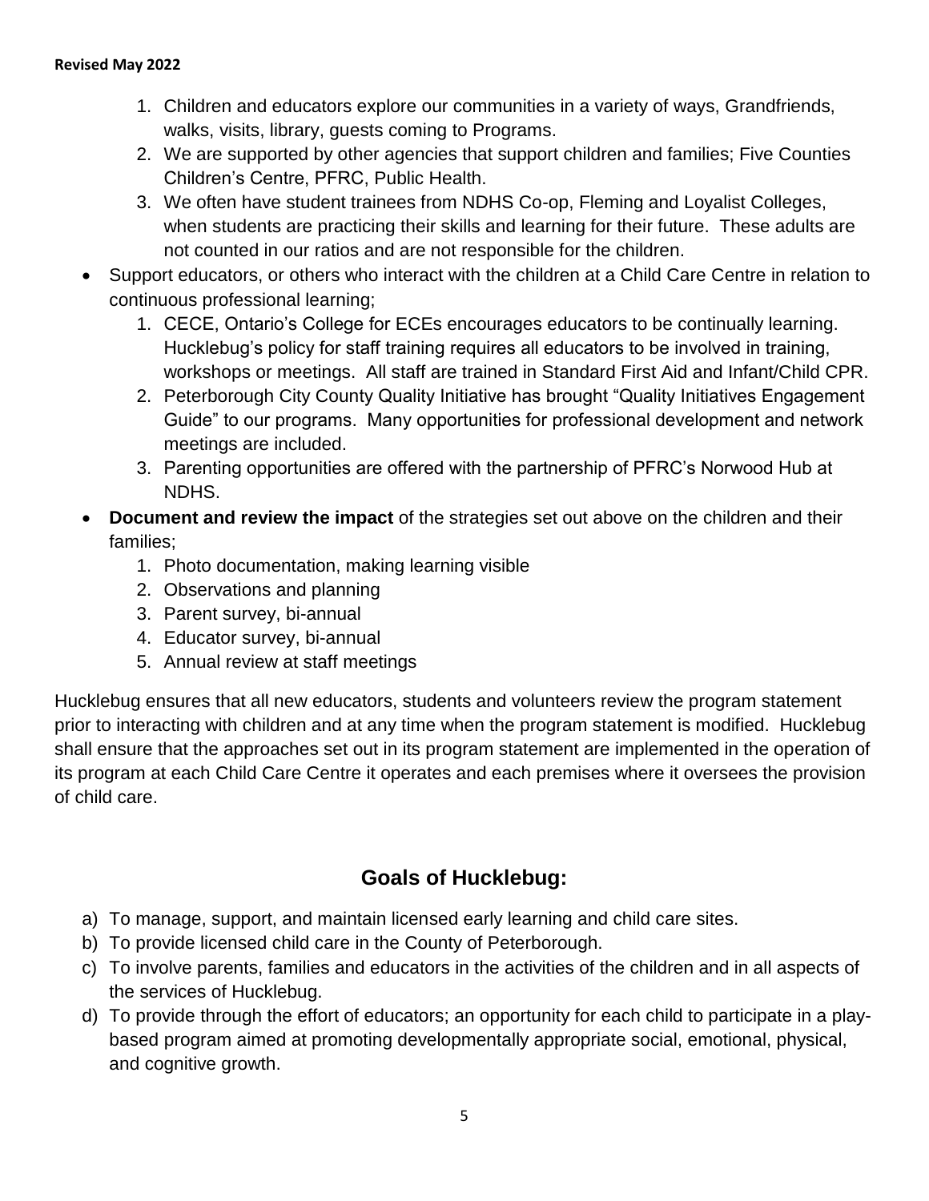1. Children and educators explore our communities in a variety of ways, Grandfriends, walks, visits, library, guests coming to Programs.
2. We are supported by other agencies that support children and families; Five Counties Children's Centre, PFRC, Public Health.
3. We often have student trainees from NDHS Co-op, Fleming and Loyalist Colleges, when students are practicing their skills and learning for their future. These adults are not counted in our ratios and are not responsible for the children.

- Support educators, or others who interact with the children at a Child Care Centre in relation to continuous professional learning;
    1. CECE, Ontario's College for ECEs encourages educators to be continually learning. Hucklebug's policy for staff training requires all educators to be involved in training, workshops or meetings. All staff are trained in Standard First Aid and Infant/Child CPR.
    2. Peterborough City County Quality Initiative has brought "Quality Initiatives Engagement Guide" to our programs. Many opportunities for professional development and network meetings are included.
    3. Parenting opportunities are offered with the partnership of PFRC's Norwood Hub at NDHS.
- **Document and review the impact** of the strategies set out above on the children and their families;
    1. Photo documentation, making learning visible
    2. Observations and planning
    3. Parent survey, bi-annual
    4. Educator survey, bi-annual
    5. Annual review at staff meetings

Hucklebug ensures that all new educators, students and volunteers review the program statement prior to interacting with children and at any time when the program statement is modified. Hucklebug shall ensure that the approaches set out in its program statement are implemented in the operation of its program at each Child Care Centre it operates and each premises where it oversees the provision of child care.

## Goals of Hucklebug:

a) To manage, support, and maintain licensed early learning and child care sites.
b) To provide licensed child care in the County of Peterborough.
c) To involve parents, families and educators in the activities of the children and in all aspects of the services of Hucklebug.
d) To provide through the effort of educators; an opportunity for each child to participate in a play-based program aimed at promoting developmentally appropriate social, emotional, physical, and cognitive growth.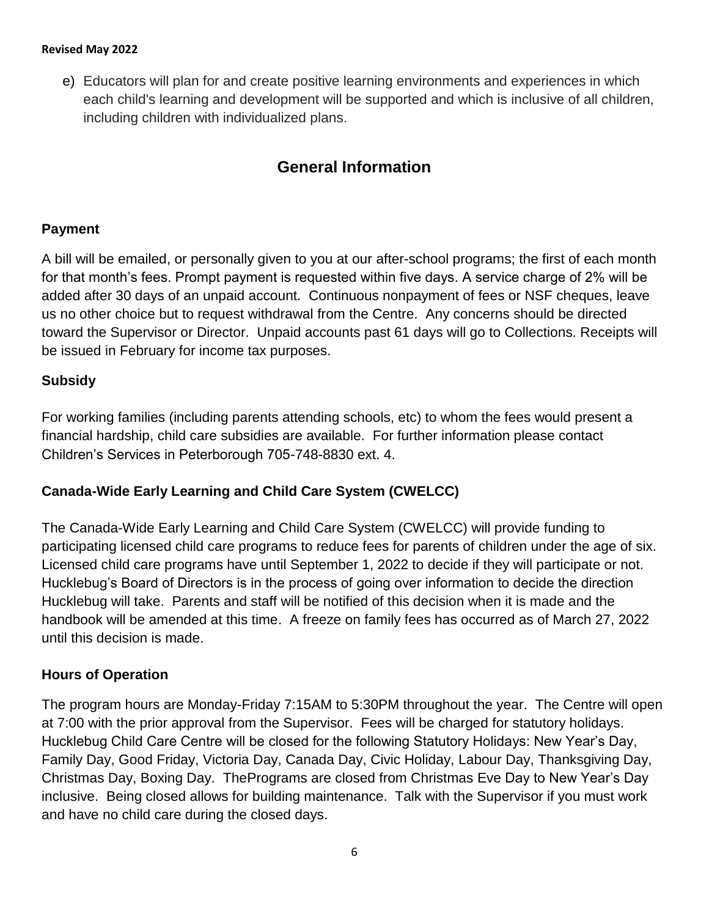e) Educators will plan for and create positive learning environments and experiences in which each child's learning and development will be supported and which is inclusive of all children, including children with individualized plans.

## General Information

### Payment

A bill will be emailed, or personally given to you at our after-school programs; the first of each month for that month's fees. Prompt payment is requested within five days. A service charge of 2% will be added after 30 days of an unpaid account. Continuous nonpayment of fees or NSF cheques, leave us no other choice but to request withdrawal from the Centre. Any concerns should be directed toward the Supervisor or Director. Unpaid accounts past 61 days will go to Collections. Receipts will be issued in February for income tax purposes.

### Subsidy

For working families (including parents attending schools, etc) to whom the fees would present a financial hardship, child care subsidies are available. For further information please contact Children's Services in Peterborough 705-748-8830 ext. 4.

### Canada-Wide Early Learning and Child Care System (CWELCC)

The Canada-Wide Early Learning and Child Care System (CWELCC) will provide funding to participating licensed child care programs to reduce fees for parents of children under the age of six. Licensed child care programs have until September 1, 2022 to decide if they will participate or not. Hucklebug's Board of Directors is in the process of going over information to decide the direction Hucklebug will take. Parents and staff will be notified of this decision when it is made and the handbook will be amended at this time. A freeze on family fees has occurred as of March 27, 2022 until this decision is made.

### Hours of Operation

The program hours are Monday-Friday 7:15AM to 5:30PM throughout the year. The Centre will open at 7:00 with the prior approval from the Supervisor. Fees will be charged for statutory holidays. Hucklebug Child Care Centre will be closed for the following Statutory Holidays: New Year's Day, Family Day, Good Friday, Victoria Day, Canada Day, Civic Holiday, Labour Day, Thanksgiving Day, Christmas Day, Boxing Day. ThePrograms are closed from Christmas Eve Day to New Year's Day inclusive. Being closed allows for building maintenance. Talk with the Supervisor if you must work and have no child care during the closed days.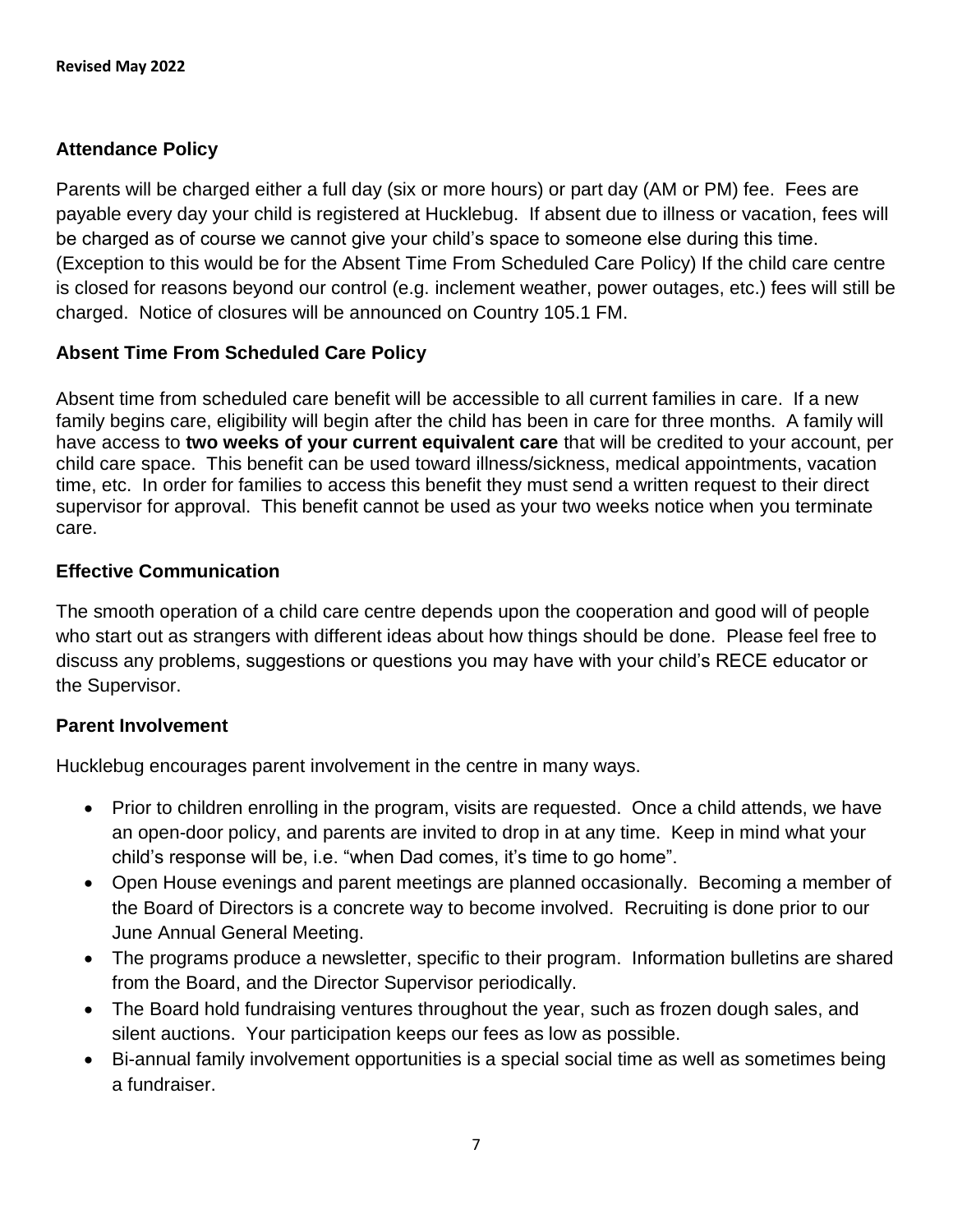### Attendance Policy

Parents will be charged either a full day (six or more hours) or part day (AM or PM) fee. Fees are payable every day your child is registered at Hucklebug. If absent due to illness or vacation, fees will be charged as of course we cannot give your child's space to someone else during this time. (Exception to this would be for the Absent Time From Scheduled Care Policy) If the child care centre is closed for reasons beyond our control (e.g. inclement weather, power outages, etc.) fees will still be charged. Notice of closures will be announced on Country 105.1 FM.

### Absent Time From Scheduled Care Policy

Absent time from scheduled care benefit will be accessible to all current families in care. If a new family begins care, eligibility will begin after the child has been in care for three months. A family will have access to **two weeks of your current equivalent care** that will be credited to your account, per child care space. This benefit can be used toward illness/sickness, medical appointments, vacation time, etc. In order for families to access this benefit they must send a written request to their direct supervisor for approval. This benefit cannot be used as your two weeks notice when you terminate care.

### Effective Communication

The smooth operation of a child care centre depends upon the cooperation and good will of people who start out as strangers with different ideas about how things should be done. Please feel free to discuss any problems, suggestions or questions you may have with your child's RECE educator or the Supervisor.

### Parent Involvement

Hucklebug encourages parent involvement in the centre in many ways.

- Prior to children enrolling in the program, visits are requested. Once a child attends, we have an open-door policy, and parents are invited to drop in at any time. Keep in mind what your child's response will be, i.e. "when Dad comes, it's time to go home".
- Open House evenings and parent meetings are planned occasionally. Becoming a member of the Board of Directors is a concrete way to become involved. Recruiting is done prior to our June Annual General Meeting.
- The programs produce a newsletter, specific to their program. Information bulletins are shared from the Board, and the Director Supervisor periodically.
- The Board hold fundraising ventures throughout the year, such as frozen dough sales, and silent auctions. Your participation keeps our fees as low as possible.
- Bi-annual family involvement opportunities is a special social time as well as sometimes being a fundraiser.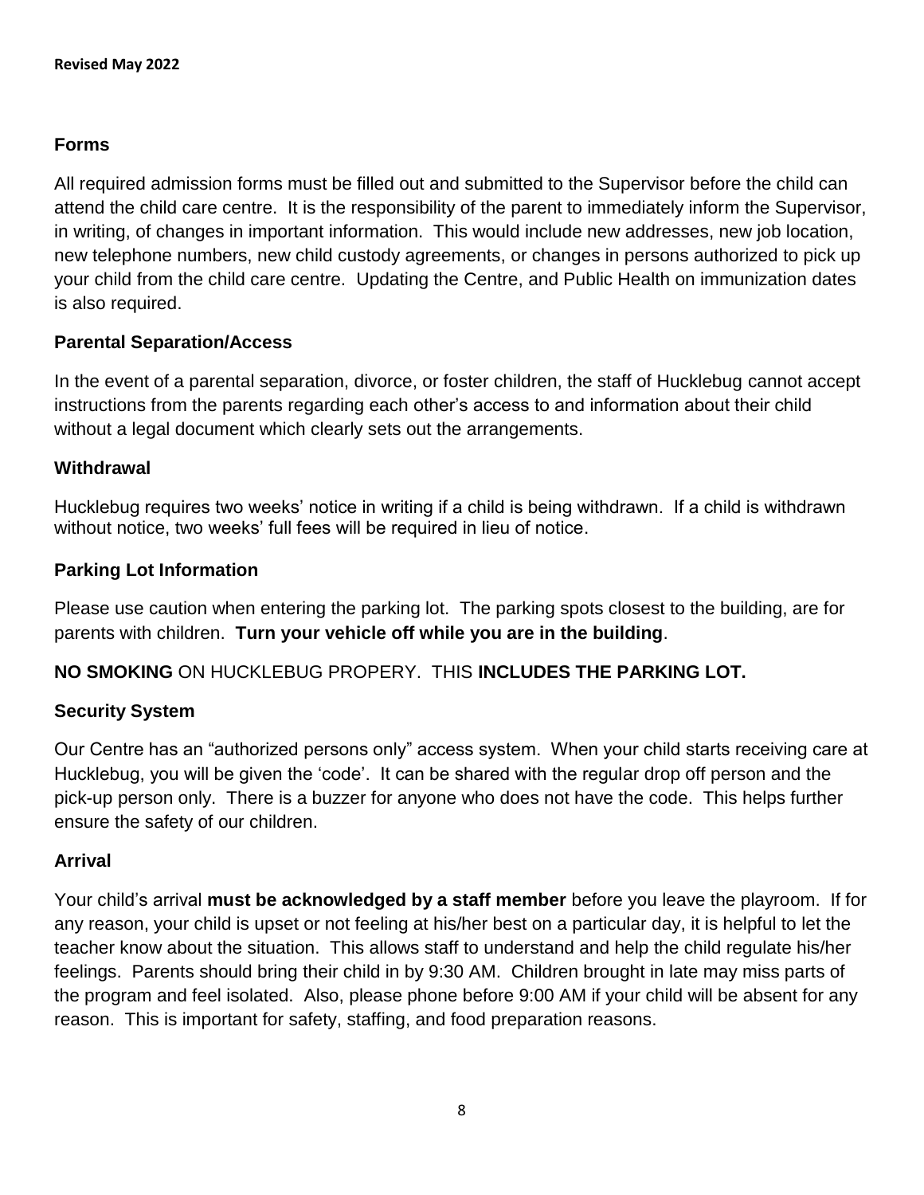## Forms

All required admission forms must be filled out and submitted to the Supervisor before the child can attend the child care centre. It is the responsibility of the parent to immediately inform the Supervisor, in writing, of changes in important information. This would include new addresses, new job location, new telephone numbers, new child custody agreements, or changes in persons authorized to pick up your child from the child care centre. Updating the Centre, and Public Health on immunization dates is also required.

## Parental Separation/Access

In the event of a parental separation, divorce, or foster children, the staff of Hucklebug cannot accept instructions from the parents regarding each other's access to and information about their child without a legal document which clearly sets out the arrangements.

## Withdrawal

Hucklebug requires two weeks' notice in writing if a child is being withdrawn. If a child is withdrawn without notice, two weeks' full fees will be required in lieu of notice.

## Parking Lot Information

Please use caution when entering the parking lot. The parking spots closest to the building, are for parents with children. **Turn your vehicle off while you are in the building**.

**NO SMOKING** ON HUCKLEBUG PROPERY. THIS **INCLUDES THE PARKING LOT.**

## Security System

Our Centre has an "authorized persons only" access system. When your child starts receiving care at Hucklebug, you will be given the 'code'. It can be shared with the regular drop off person and the pick-up person only. There is a buzzer for anyone who does not have the code. This helps further ensure the safety of our children.

## Arrival

Your child's arrival **must be acknowledged by a staff member** before you leave the playroom. If for any reason, your child is upset or not feeling at his/her best on a particular day, it is helpful to let the teacher know about the situation. This allows staff to understand and help the child regulate his/her feelings. Parents should bring their child in by 9:30 AM. Children brought in late may miss parts of the program and feel isolated. Also, please phone before 9:00 AM if your child will be absent for any reason. This is important for safety, staffing, and food preparation reasons.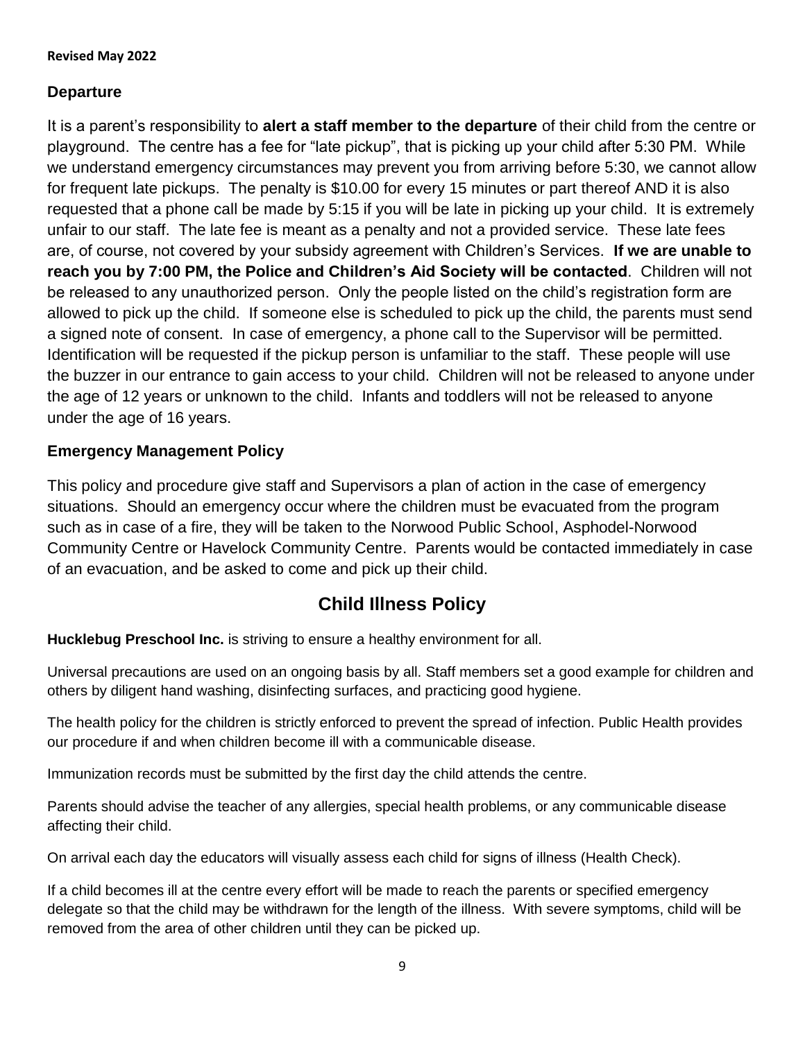**Revised May 2022**

### Departure

It is a parent's responsibility to **alert a staff member to the departure** of their child from the centre or playground. The centre has a fee for "late pickup", that is picking up your child after 5:30 PM. While we understand emergency circumstances may prevent you from arriving before 5:30, we cannot allow for frequent late pickups. The penalty is $10.00 for every 15 minutes or part thereof AND it is also requested that a phone call be made by 5:15 if you will be late in picking up your child. It is extremely unfair to our staff. The late fee is meant as a penalty and not a provided service. These late fees are, of course, not covered by your subsidy agreement with Children's Services. **If we are unable to reach you by 7:00 PM, the Police and Children's Aid Society will be contacted**. Children will not be released to any unauthorized person. Only the people listed on the child's registration form are allowed to pick up the child. If someone else is scheduled to pick up the child, the parents must send a signed note of consent. In case of emergency, a phone call to the Supervisor will be permitted. Identification will be requested if the pickup person is unfamiliar to the staff. These people will use the buzzer in our entrance to gain access to your child. Children will not be released to anyone under the age of 12 years or unknown to the child. Infants and toddlers will not be released to anyone under the age of 16 years.

### Emergency Management Policy

This policy and procedure give staff and Supervisors a plan of action in the case of emergency situations. Should an emergency occur where the children must be evacuated from the program such as in case of a fire, they will be taken to the Norwood Public School, Asphodel-Norwood Community Centre or Havelock Community Centre. Parents would be contacted immediately in case of an evacuation, and be asked to come and pick up their child.

## Child Illness Policy

**Hucklebug Preschool Inc.** is striving to ensure a healthy environment for all.

Universal precautions are used on an ongoing basis by all. Staff members set a good example for children and others by diligent hand washing, disinfecting surfaces, and practicing good hygiene.

The health policy for the children is strictly enforced to prevent the spread of infection. Public Health provides our procedure if and when children become ill with a communicable disease.

Immunization records must be submitted by the first day the child attends the centre.

Parents should advise the teacher of any allergies, special health problems, or any communicable disease affecting their child.

On arrival each day the educators will visually assess each child for signs of illness (Health Check).

If a child becomes ill at the centre every effort will be made to reach the parents or specified emergency delegate so that the child may be withdrawn for the length of the illness. With severe symptoms, child will be removed from the area of other children until they can be picked up.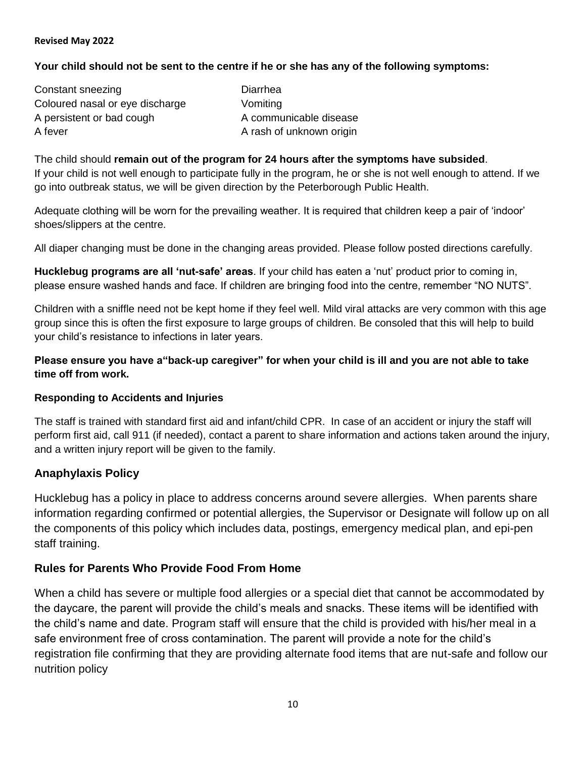**Revised May 2022**

**Your child should not be sent to the centre if he or she has any of the following symptoms:**

- Constant sneezing
- Coloured nasal or eye discharge
- A persistent or bad cough
- A fever
- Diarrhea
- Vomiting
- A communicable disease
- A rash of unknown origin

The child should **remain out of the program for 24 hours after the symptoms have subsided**.
If your child is not well enough to participate fully in the program, he or she is not well enough to attend. If we go into outbreak status, we will be given direction by the Peterborough Public Health.

Adequate clothing will be worn for the prevailing weather. It is required that children keep a pair of 'indoor' shoes/slippers at the centre.

All diaper changing must be done in the changing areas provided. Please follow posted directions carefully.

**Hucklebug programs are all 'nut-safe' areas**. If your child has eaten a 'nut' product prior to coming in, please ensure washed hands and face. If children are bringing food into the centre, remember "NO NUTS".

Children with a sniffle need not be kept home if they feel well. Mild viral attacks are very common with this age group since this is often the first exposure to large groups of children. Be consoled that this will help to build your child's resistance to infections in later years.

**Please ensure you have a"back-up caregiver" for when your child is ill and you are not able to take time off from work.**

### Responding to Accidents and Injuries

The staff is trained with standard first aid and infant/child CPR. In case of an accident or injury the staff will perform first aid, call 911 (if needed), contact a parent to share information and actions taken around the injury, and a written injury report will be given to the family.

## Anaphylaxis Policy

Hucklebug has a policy in place to address concerns around severe allergies. When parents share information regarding confirmed or potential allergies, the Supervisor or Designate will follow up on all the components of this policy which includes data, postings, emergency medical plan, and epi-pen staff training.

## Rules for Parents Who Provide Food From Home

When a child has severe or multiple food allergies or a special diet that cannot be accommodated by the daycare, the parent will provide the child's meals and snacks. These items will be identified with the child's name and date. Program staff will ensure that the child is provided with his/her meal in a safe environment free of cross contamination. The parent will provide a note for the child's registration file confirming that they are providing alternate food items that are nut-safe and follow our nutrition policy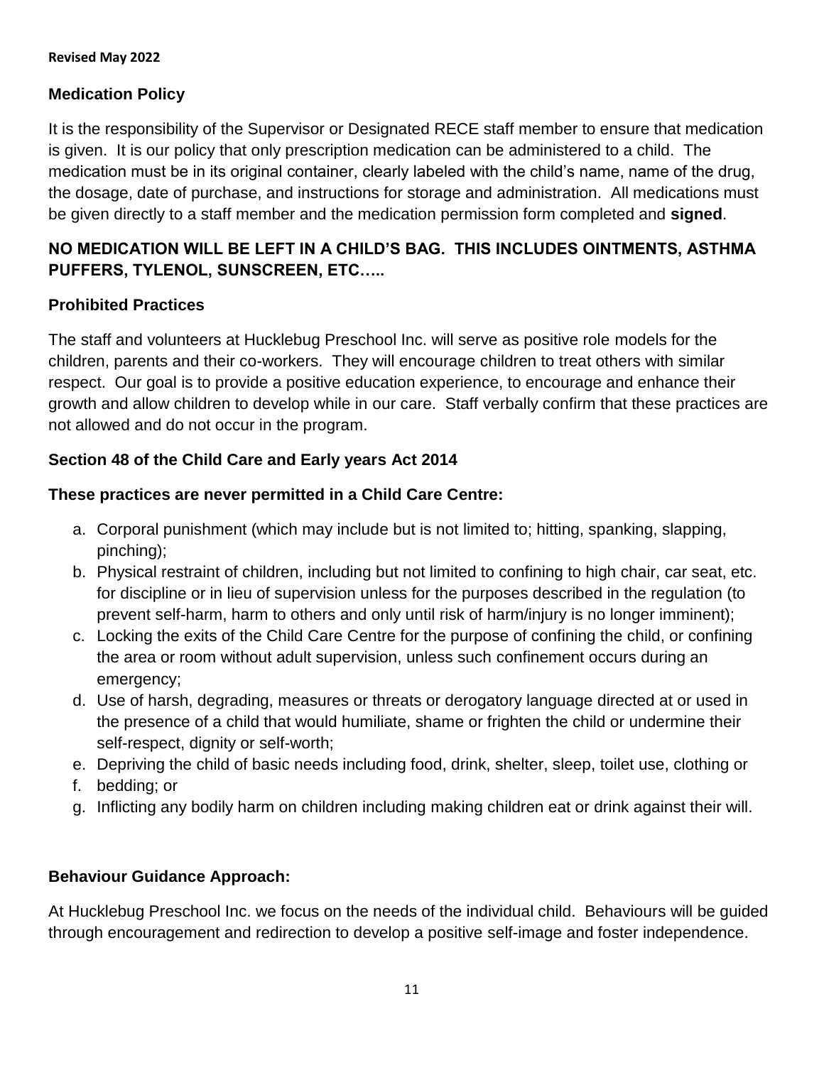**Revised May 2022**

### Medication Policy

It is the responsibility of the Supervisor or Designated RECE staff member to ensure that medication is given. It is our policy that only prescription medication can be administered to a child. The medication must be in its original container, clearly labeled with the child's name, name of the drug, the dosage, date of purchase, and instructions for storage and administration. All medications must be given directly to a staff member and the medication permission form completed and **signed**.

**NO MEDICATION WILL BE LEFT IN A CHILD'S BAG. THIS INCLUDES OINTMENTS, ASTHMA PUFFERS, TYLENOL, SUNSCREEN, ETC…..**

### Prohibited Practices

The staff and volunteers at Hucklebug Preschool Inc. will serve as positive role models for the children, parents and their co-workers. They will encourage children to treat others with similar respect. Our goal is to provide a positive education experience, to encourage and enhance their growth and allow children to develop while in our care. Staff verbally confirm that these practices are not allowed and do not occur in the program.

### Section 48 of the Child Care and Early years Act 2014

**These practices are never permitted in a Child Care Centre:**

a. Corporal punishment (which may include but is not limited to; hitting, spanking, slapping, pinching);
b. Physical restraint of children, including but not limited to confining to high chair, car seat, etc. for discipline or in lieu of supervision unless for the purposes described in the regulation (to prevent self-harm, harm to others and only until risk of harm/injury is no longer imminent);
c. Locking the exits of the Child Care Centre for the purpose of confining the child, or confining the area or room without adult supervision, unless such confinement occurs during an emergency;
d. Use of harsh, degrading, measures or threats or derogatory language directed at or used in the presence of a child that would humiliate, shame or frighten the child or undermine their self-respect, dignity or self-worth;
e. Depriving the child of basic needs including food, drink, shelter, sleep, toilet use, clothing or
f. bedding; or
g. Inflicting any bodily harm on children including making children eat or drink against their will.

### Behaviour Guidance Approach:

At Hucklebug Preschool Inc. we focus on the needs of the individual child. Behaviours will be guided through encouragement and redirection to develop a positive self-image and foster independence.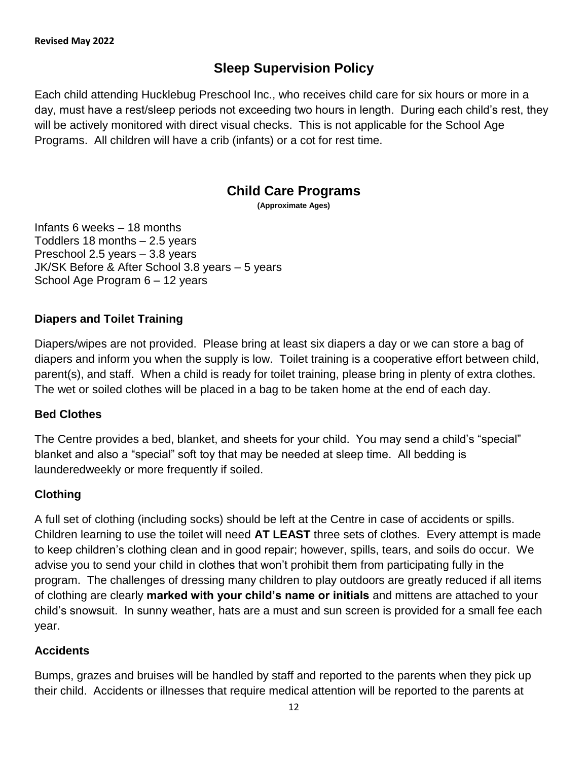**Revised May 2022**

## Sleep Supervision Policy

Each child attending Hucklebug Preschool Inc., who receives child care for six hours or more in a day, must have a rest/sleep periods not exceeding two hours in length. During each child's rest, they will be actively monitored with direct visual checks. This is not applicable for the School Age Programs. All children will have a crib (infants) or a cot for rest time.

## Child Care Programs

**(Approximate Ages)**

Infants 6 weeks – 18 months
Toddlers 18 months – 2.5 years
Preschool 2.5 years – 3.8 years
JK/SK Before & After School 3.8 years – 5 years
School Age Program 6 – 12 years

### Diapers and Toilet Training

Diapers/wipes are not provided. Please bring at least six diapers a day or we can store a bag of diapers and inform you when the supply is low. Toilet training is a cooperative effort between child, parent(s), and staff. When a child is ready for toilet training, please bring in plenty of extra clothes. The wet or soiled clothes will be placed in a bag to be taken home at the end of each day.

### Bed Clothes

The Centre provides a bed, blanket, and sheets for your child. You may send a child's "special" blanket and also a "special" soft toy that may be needed at sleep time. All bedding is launderedweekly or more frequently if soiled.

### Clothing

A full set of clothing (including socks) should be left at the Centre in case of accidents or spills. Children learning to use the toilet will need **AT LEAST** three sets of clothes. Every attempt is made to keep children's clothing clean and in good repair; however, spills, tears, and soils do occur. We advise you to send your child in clothes that won't prohibit them from participating fully in the program. The challenges of dressing many children to play outdoors are greatly reduced if all items of clothing are clearly **marked with your child's name or initials** and mittens are attached to your child's snowsuit. In sunny weather, hats are a must and sun screen is provided for a small fee each year.

### Accidents

Bumps, grazes and bruises will be handled by staff and reported to the parents when they pick up their child. Accidents or illnesses that require medical attention will be reported to the parents at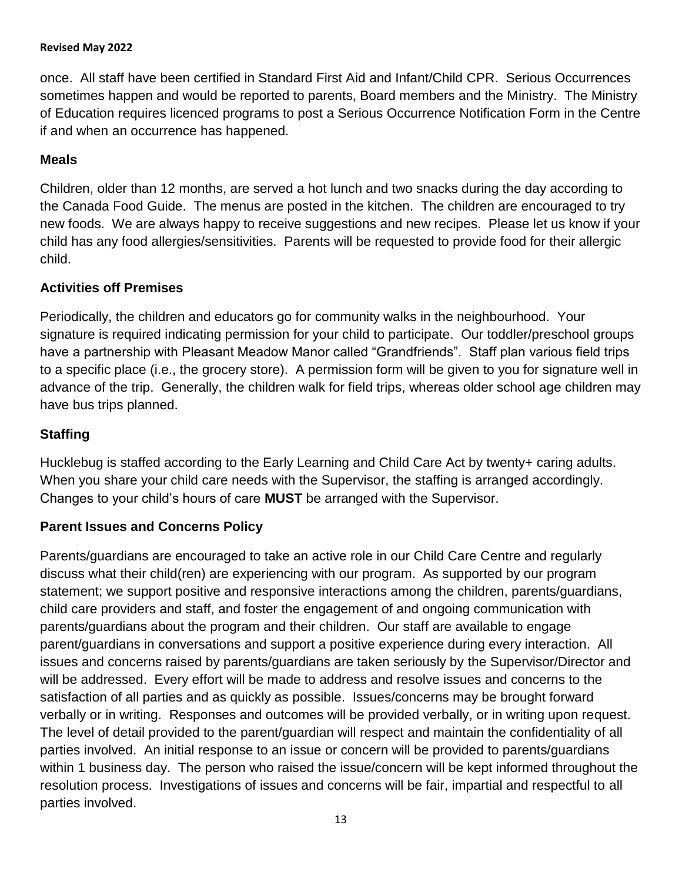once. All staff have been certified in Standard First Aid and Infant/Child CPR. Serious Occurrences sometimes happen and would be reported to parents, Board members and the Ministry. The Ministry of Education requires licenced programs to post a Serious Occurrence Notification Form in the Centre if and when an occurrence has happened.

## Meals

Children, older than 12 months, are served a hot lunch and two snacks during the day according to the Canada Food Guide. The menus are posted in the kitchen. The children are encouraged to try new foods. We are always happy to receive suggestions and new recipes. Please let us know if your child has any food allergies/sensitivities. Parents will be requested to provide food for their allergic child.

## Activities off Premises

Periodically, the children and educators go for community walks in the neighbourhood. Your signature is required indicating permission for your child to participate. Our toddler/preschool groups have a partnership with Pleasant Meadow Manor called "Grandfriends". Staff plan various field trips to a specific place (i.e., the grocery store). A permission form will be given to you for signature well in advance of the trip. Generally, the children walk for field trips, whereas older school age children may have bus trips planned.

## Staffing

Hucklebug is staffed according to the Early Learning and Child Care Act by twenty+ caring adults. When you share your child care needs with the Supervisor, the staffing is arranged accordingly. Changes to your child's hours of care **MUST** be arranged with the Supervisor.

## Parent Issues and Concerns Policy

Parents/guardians are encouraged to take an active role in our Child Care Centre and regularly discuss what their child(ren) are experiencing with our program. As supported by our program statement; we support positive and responsive interactions among the children, parents/guardians, child care providers and staff, and foster the engagement of and ongoing communication with parents/guardians about the program and their children. Our staff are available to engage parent/guardians in conversations and support a positive experience during every interaction. All issues and concerns raised by parents/guardians are taken seriously by the Supervisor/Director and will be addressed. Every effort will be made to address and resolve issues and concerns to the satisfaction of all parties and as quickly as possible. Issues/concerns may be brought forward verbally or in writing. Responses and outcomes will be provided verbally, or in writing upon request. The level of detail provided to the parent/guardian will respect and maintain the confidentiality of all parties involved. An initial response to an issue or concern will be provided to parents/guardians within 1 business day. The person who raised the issue/concern will be kept informed throughout the resolution process. Investigations of issues and concerns will be fair, impartial and respectful to all parties involved.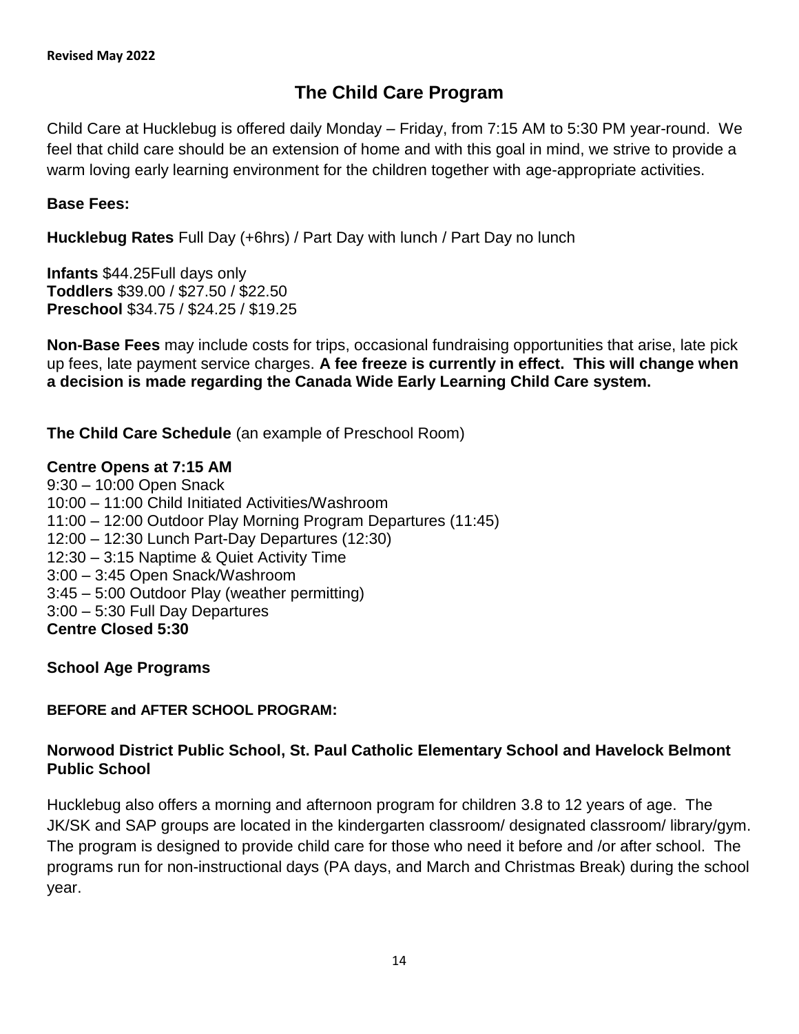**Revised May 2022**

# The Child Care Program

Child Care at Hucklebug is offered daily Monday – Friday, from 7:15 AM to 5:30 PM year-round. We feel that child care should be an extension of home and with this goal in mind, we strive to provide a warm loving early learning environment for the children together with age-appropriate activities.

**Base Fees:**

**Hucklebug Rates** Full Day (+6hrs) / Part Day with lunch / Part Day no lunch

**Infants** $44.25Full days only
**Toddlers** $39.00 / $27.50 / $22.50
**Preschool** $34.75 / $24.25 / $19.25

**Non-Base Fees** may include costs for trips, occasional fundraising opportunities that arise, late pick up fees, late payment service charges. **A fee freeze is currently in effect. This will change when a decision is made regarding the Canada Wide Early Learning Child Care system.**

**The Child Care Schedule** (an example of Preschool Room)

**Centre Opens at 7:15 AM**
9:30 – 10:00 Open Snack
10:00 – 11:00 Child Initiated Activities/Washroom
11:00 – 12:00 Outdoor Play Morning Program Departures (11:45)
12:00 – 12:30 Lunch Part-Day Departures (12:30)
12:30 – 3:15 Naptime & Quiet Activity Time
3:00 – 3:45 Open Snack/Washroom
3:45 – 5:00 Outdoor Play (weather permitting)
3:00 – 5:30 Full Day Departures
**Centre Closed 5:30**

## School Age Programs

**BEFORE and AFTER SCHOOL PROGRAM:**

**Norwood District Public School, St. Paul Catholic Elementary School and Havelock Belmont Public School**

Hucklebug also offers a morning and afternoon program for children 3.8 to 12 years of age. The JK/SK and SAP groups are located in the kindergarten classroom/ designated classroom/ library/gym. The program is designed to provide child care for those who need it before and /or after school. The programs run for non-instructional days (PA days, and March and Christmas Break) during the school year.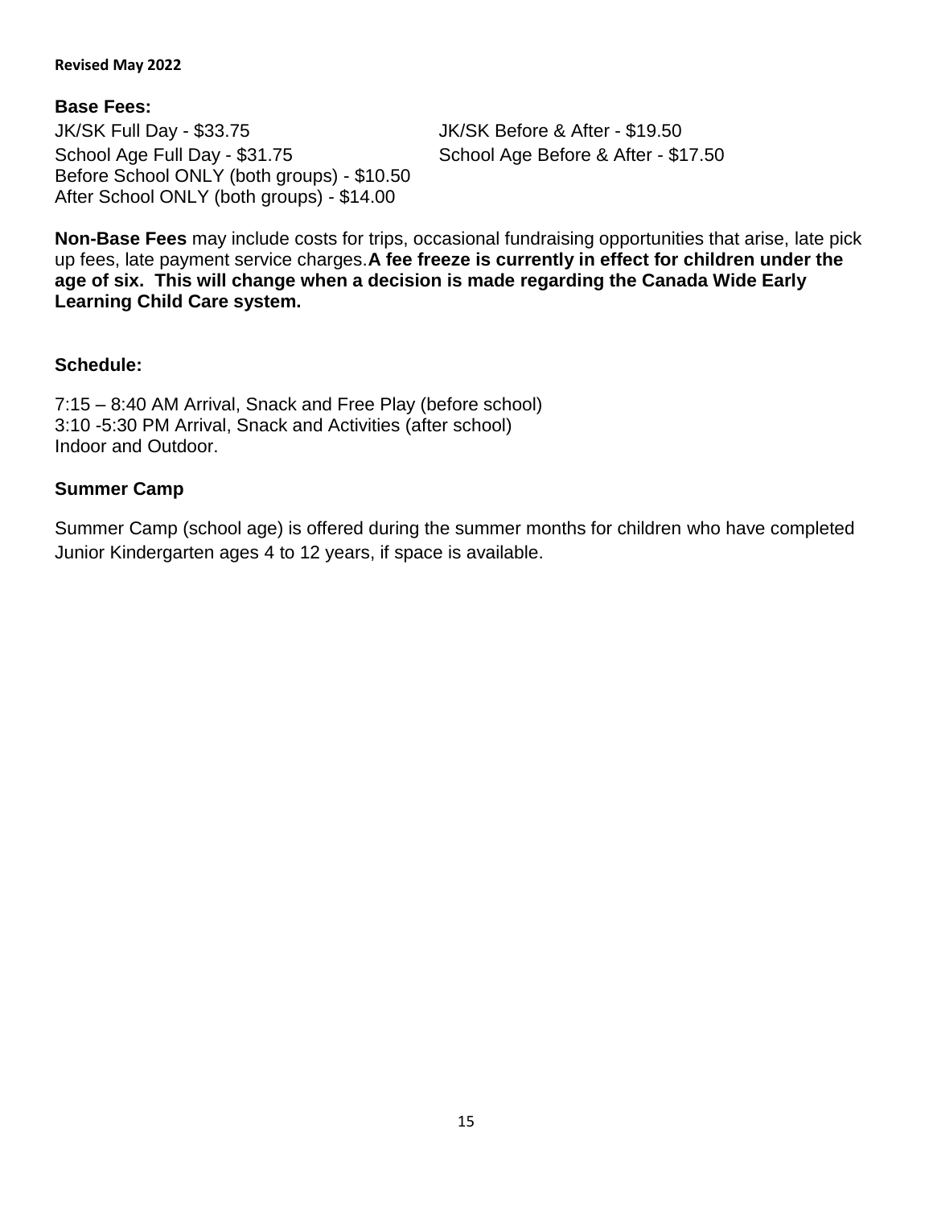**Revised May 2022**

**Base Fees:**

JK/SK Full Day - $33.75
JK/SK Before & After - $19.50
School Age Full Day - $31.75
School Age Before & After - $17.50
Before School ONLY (both groups) - $10.50
After School ONLY (both groups) - $14.00

**Non-Base Fees** may include costs for trips, occasional fundraising opportunities that arise, late pick up fees, late payment service charges. **A fee freeze is currently in effect for children under the age of six. This will change when a decision is made regarding the Canada Wide Early Learning Child Care system.**

**Schedule:**

7:15 – 8:40 AM Arrival, Snack and Free Play (before school)
3:10 -5:30 PM Arrival, Snack and Activities (after school)
Indoor and Outdoor.

**Summer Camp**

Summer Camp (school age) is offered during the summer months for children who have completed Junior Kindergarten ages 4 to 12 years, if space is available.